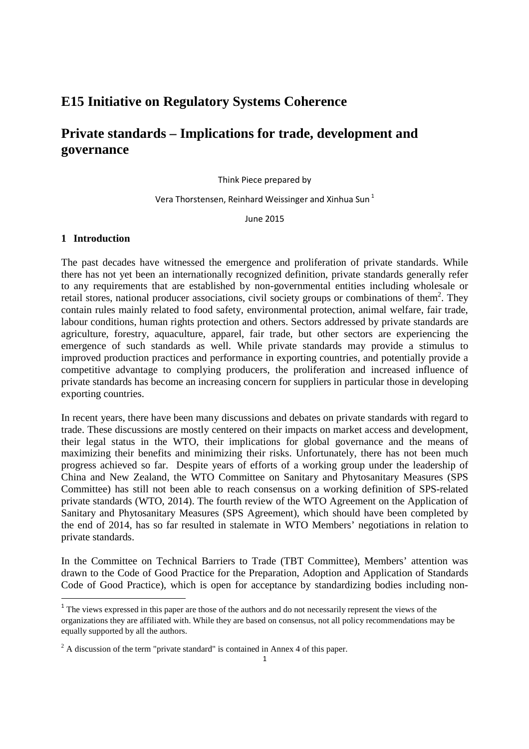## E15 Initiative on Regulatory Systems Coherence

# Private standards – Implications for trade, development and governance

Think Piece prepared by

Vera Thorstensen, Reinhard Weissinger and Xinhua Sun [1]

June 2015

### 1 Introduction

The past decades have witnessed the emergence and proliferation of private standards. While there has not yet been an internationally recognized definition, private standards generally refer to any requirements that are established by non-governmental entities including wholesale or retail stores, national producer associations, civil society groups or combinations of them[2]. They contain rules mainly related to food safety, environmental protection, animal welfare, fair trade, labour conditions, human rights protection and others. Sectors addressed by private standards are agriculture, forestry, aquaculture, apparel, fair trade, but other sectors are experiencing the emergence of such standards as well. While private standards may provide a stimulus to improved production practices and performance in exporting countries, and potentially provide a competitive advantage to complying producers, the proliferation and increased influence of private standards has become an increasing concern for suppliers in particular those in developing exporting countries.

In recent years, there have been many discussions and debates on private standards with regard to trade. These discussions are mostly centered on their impacts on market access and development, their legal status in the WTO, their implications for global governance and the means of maximizing their benefits and minimizing their risks. Unfortunately, there has not been much progress achieved so far. Despite years of efforts of a working group under the leadership of China and New Zealand, the WTO Committee on Sanitary and Phytosanitary Measures (SPS Committee) has still not been able to reach consensus on a working definition of SPS-related private standards (WTO, 2014). The fourth review of the WTO Agreement on the Application of Sanitary and Phytosanitary Measures (SPS Agreement), which should have been completed by the end of 2014, has so far resulted in stalemate in WTO Members' negotiations in relation to private standards.

In the Committee on Technical Barriers to Trade (TBT Committee), Members' attention was drawn to the Code of Good Practice for the Preparation, Adoption and Application of Standards Code of Good Practice), which is open for acceptance by standardizing bodies including non-

---

[1] The views expressed in this paper are those of the authors and do not necessarily represent the views of the organizations they are affiliated with. While they are based on consensus, not all policy recommendations may be equally supported by all the authors.

[2] A discussion of the term "private standard" is contained in Annex 4 of this paper.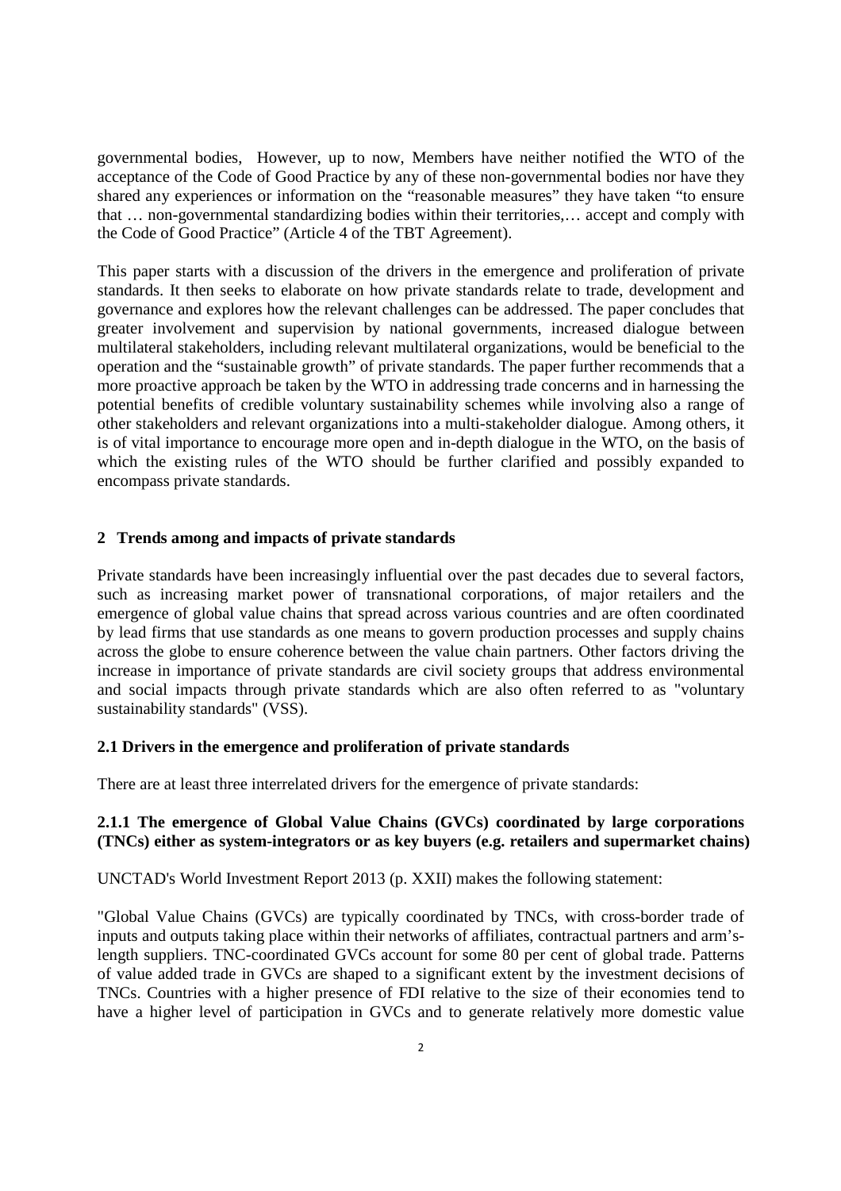governmental bodies, However, up to now, Members have neither notified the WTO of the acceptance of the Code of Good Practice by any of these non-governmental bodies nor have they shared any experiences or information on the "reasonable measures" they have taken "to ensure that … non-governmental standardizing bodies within their territories,… accept and comply with the Code of Good Practice" (Article 4 of the TBT Agreement).

This paper starts with a discussion of the drivers in the emergence and proliferation of private standards. It then seeks to elaborate on how private standards relate to trade, development and governance and explores how the relevant challenges can be addressed. The paper concludes that greater involvement and supervision by national governments, increased dialogue between multilateral stakeholders, including relevant multilateral organizations, would be beneficial to the operation and the "sustainable growth" of private standards. The paper further recommends that a more proactive approach be taken by the WTO in addressing trade concerns and in harnessing the potential benefits of credible voluntary sustainability schemes while involving also a range of other stakeholders and relevant organizations into a multi-stakeholder dialogue. Among others, it is of vital importance to encourage more open and in-depth dialogue in the WTO, on the basis of which the existing rules of the WTO should be further clarified and possibly expanded to encompass private standards.

## 2 Trends among and impacts of private standards

Private standards have been increasingly influential over the past decades due to several factors, such as increasing market power of transnational corporations, of major retailers and the emergence of global value chains that spread across various countries and are often coordinated by lead firms that use standards as one means to govern production processes and supply chains across the globe to ensure coherence between the value chain partners. Other factors driving the increase in importance of private standards are civil society groups that address environmental and social impacts through private standards which are also often referred to as "voluntary sustainability standards" (VSS).

### 2.1 Drivers in the emergence and proliferation of private standards

There are at least three interrelated drivers for the emergence of private standards:

#### 2.1.1 The emergence of Global Value Chains (GVCs) coordinated by large corporations (TNCs) either as system-integrators or as key buyers (e.g. retailers and supermarket chains)

UNCTAD's World Investment Report 2013 (p. XXII) makes the following statement:

"Global Value Chains (GVCs) are typically coordinated by TNCs, with cross-border trade of inputs and outputs taking place within their networks of affiliates, contractual partners and arm's-length suppliers. TNC-coordinated GVCs account for some 80 per cent of global trade. Patterns of value added trade in GVCs are shaped to a significant extent by the investment decisions of TNCs. Countries with a higher presence of FDI relative to the size of their economies tend to have a higher level of participation in GVCs and to generate relatively more domestic value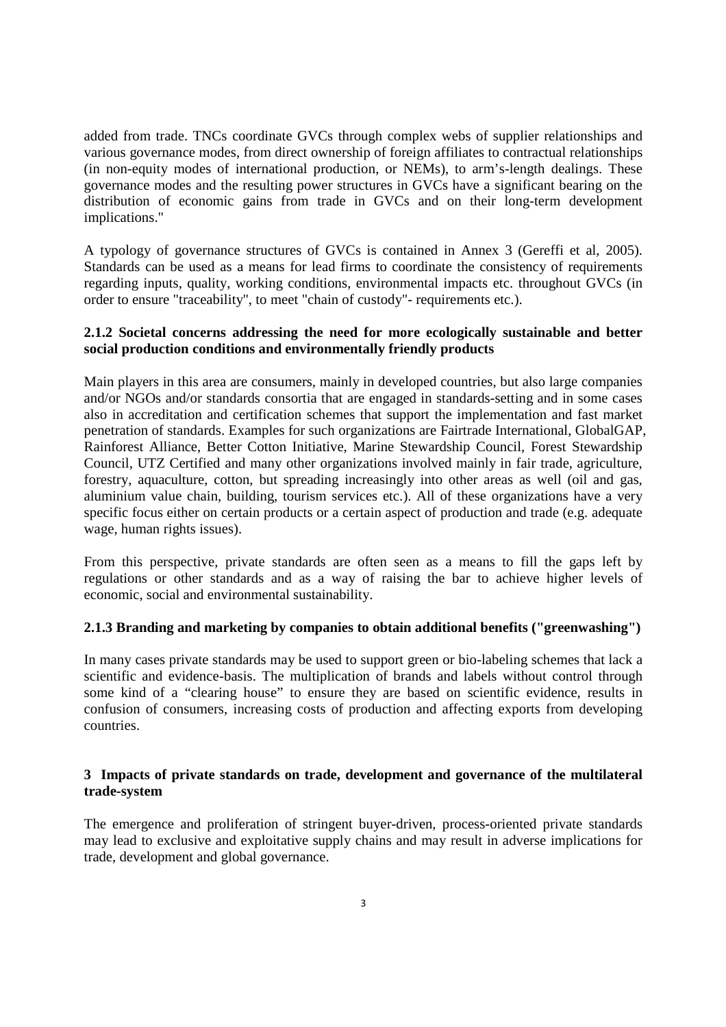added from trade. TNCs coordinate GVCs through complex webs of supplier relationships and various governance modes, from direct ownership of foreign affiliates to contractual relationships (in non-equity modes of international production, or NEMs), to arm's-length dealings. These governance modes and the resulting power structures in GVCs have a significant bearing on the distribution of economic gains from trade in GVCs and on their long-term development implications."

A typology of governance structures of GVCs is contained in Annex 3 (Gereffi et al, 2005). Standards can be used as a means for lead firms to coordinate the consistency of requirements regarding inputs, quality, working conditions, environmental impacts etc. throughout GVCs (in order to ensure "traceability", to meet "chain of custody"- requirements etc.).

### 2.1.2 Societal concerns addressing the need for more ecologically sustainable and better social production conditions and environmentally friendly products

Main players in this area are consumers, mainly in developed countries, but also large companies and/or NGOs and/or standards consortia that are engaged in standards-setting and in some cases also in accreditation and certification schemes that support the implementation and fast market penetration of standards. Examples for such organizations are Fairtrade International, GlobalGAP, Rainforest Alliance, Better Cotton Initiative, Marine Stewardship Council, Forest Stewardship Council, UTZ Certified and many other organizations involved mainly in fair trade, agriculture, forestry, aquaculture, cotton, but spreading increasingly into other areas as well (oil and gas, aluminium value chain, building, tourism services etc.). All of these organizations have a very specific focus either on certain products or a certain aspect of production and trade (e.g. adequate wage, human rights issues).

From this perspective, private standards are often seen as a means to fill the gaps left by regulations or other standards and as a way of raising the bar to achieve higher levels of economic, social and environmental sustainability.

### 2.1.3 Branding and marketing by companies to obtain additional benefits ("greenwashing")

In many cases private standards may be used to support green or bio-labeling schemes that lack a scientific and evidence-basis. The multiplication of brands and labels without control through some kind of a "clearing house" to ensure they are based on scientific evidence, results in confusion of consumers, increasing costs of production and affecting exports from developing countries.

## 3 Impacts of private standards on trade, development and governance of the multilateral trade-system

The emergence and proliferation of stringent buyer-driven, process-oriented private standards may lead to exclusive and exploitative supply chains and may result in adverse implications for trade, development and global governance.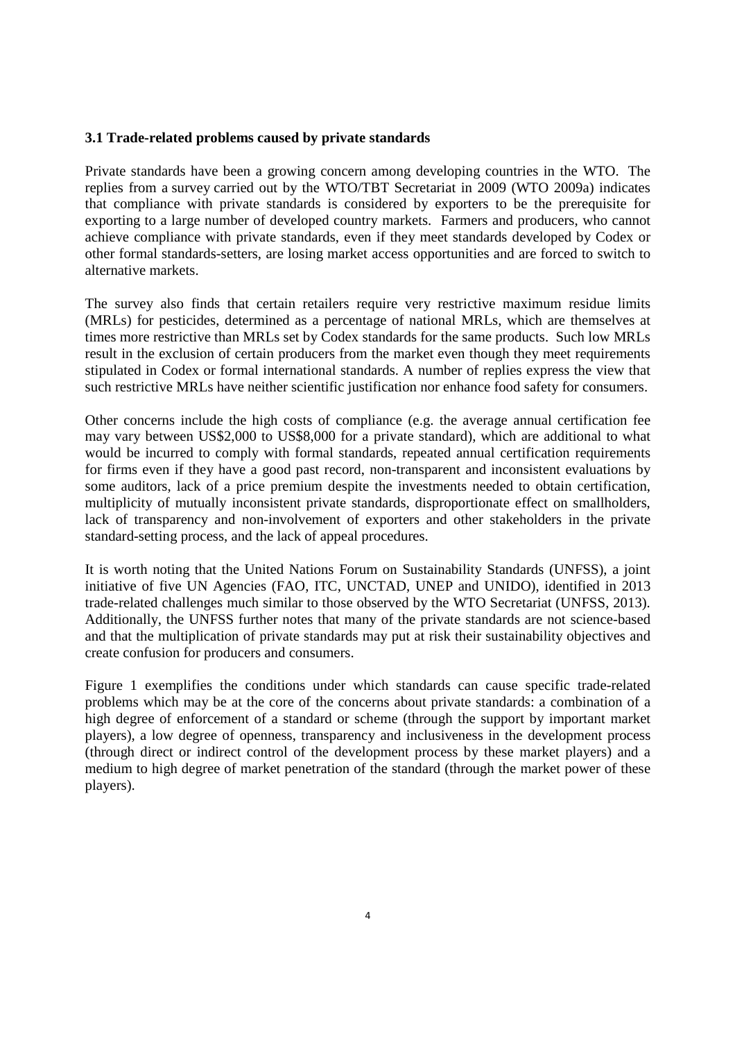### 3.1 Trade-related problems caused by private standards

Private standards have been a growing concern among developing countries in the WTO. The replies from a survey carried out by the WTO/TBT Secretariat in 2009 (WTO 2009a) indicates that compliance with private standards is considered by exporters to be the prerequisite for exporting to a large number of developed country markets. Farmers and producers, who cannot achieve compliance with private standards, even if they meet standards developed by Codex or other formal standards-setters, are losing market access opportunities and are forced to switch to alternative markets.

The survey also finds that certain retailers require very restrictive maximum residue limits (MRLs) for pesticides, determined as a percentage of national MRLs, which are themselves at times more restrictive than MRLs set by Codex standards for the same products. Such low MRLs result in the exclusion of certain producers from the market even though they meet requirements stipulated in Codex or formal international standards. A number of replies express the view that such restrictive MRLs have neither scientific justification nor enhance food safety for consumers.

Other concerns include the high costs of compliance (e.g. the average annual certification fee may vary between US$2,000 to US$8,000 for a private standard), which are additional to what would be incurred to comply with formal standards, repeated annual certification requirements for firms even if they have a good past record, non-transparent and inconsistent evaluations by some auditors, lack of a price premium despite the investments needed to obtain certification, multiplicity of mutually inconsistent private standards, disproportionate effect on smallholders, lack of transparency and non-involvement of exporters and other stakeholders in the private standard-setting process, and the lack of appeal procedures.

It is worth noting that the United Nations Forum on Sustainability Standards (UNFSS), a joint initiative of five UN Agencies (FAO, ITC, UNCTAD, UNEP and UNIDO), identified in 2013 trade-related challenges much similar to those observed by the WTO Secretariat (UNFSS, 2013). Additionally, the UNFSS further notes that many of the private standards are not science-based and that the multiplication of private standards may put at risk their sustainability objectives and create confusion for producers and consumers.

Figure 1 exemplifies the conditions under which standards can cause specific trade-related problems which may be at the core of the concerns about private standards: a combination of a high degree of enforcement of a standard or scheme (through the support by important market players), a low degree of openness, transparency and inclusiveness in the development process (through direct or indirect control of the development process by these market players) and a medium to high degree of market penetration of the standard (through the market power of these players).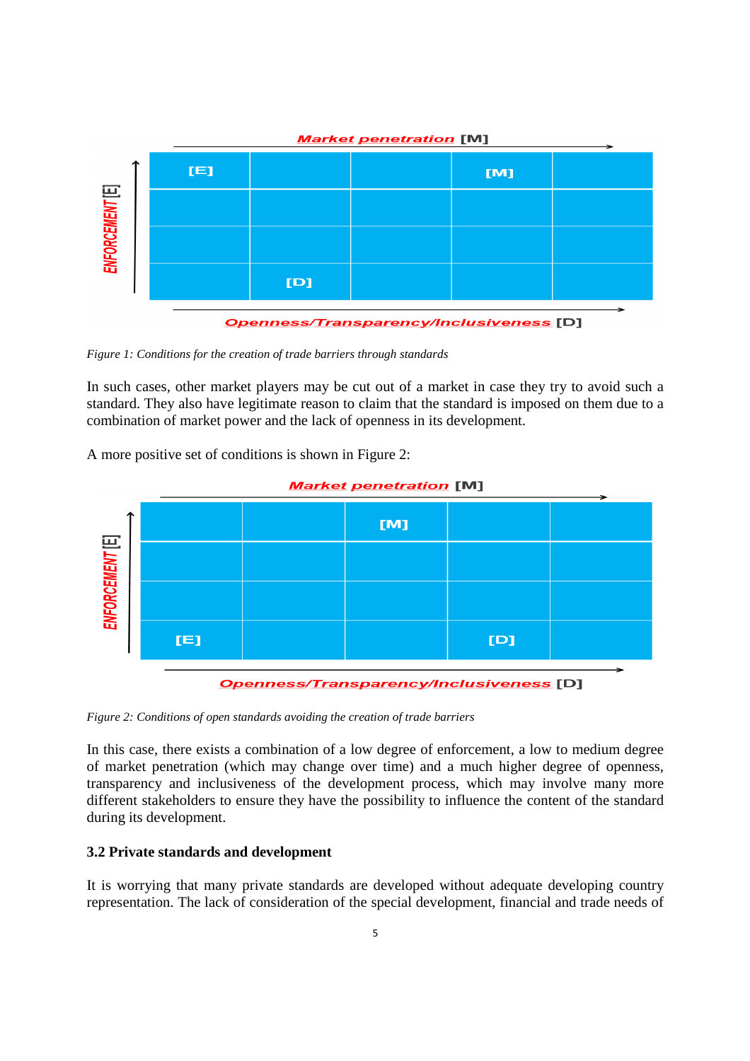| Market penetration [M] | | | | |
|---|---|---|---|---|
| [E] | | | [M] | |
| | | | | |
| | | | | |
| | [D] | | | |

ENFORCEMENT [E] (vertical axis) — Openness/Transparency/Inclusiveness [D] (horizontal axis)

*Figure 1: Conditions for the creation of trade barriers through standards*

In such cases, other market players may be cut out of a market in case they try to avoid such a standard. They also have legitimate reason to claim that the standard is imposed on them due to a combination of market power and the lack of openness in its development.

A more positive set of conditions is shown in Figure 2:

| Market penetration [M] | | | | |
|---|---|---|---|---|
| | | [M] | | |
| | | | | |
| | | | | |
| [E] | | | [D] | |

ENFORCEMENT [E] (vertical axis) — Openness/Transparency/Inclusiveness [D] (horizontal axis)

*Figure 2: Conditions of open standards avoiding the creation of trade barriers*

In this case, there exists a combination of a low degree of enforcement, a low to medium degree of market penetration (which may change over time) and a much higher degree of openness, transparency and inclusiveness of the development process, which may involve many more different stakeholders to ensure they have the possibility to influence the content of the standard during its development.

### 3.2 Private standards and development

It is worrying that many private standards are developed without adequate developing country representation. The lack of consideration of the special development, financial and trade needs of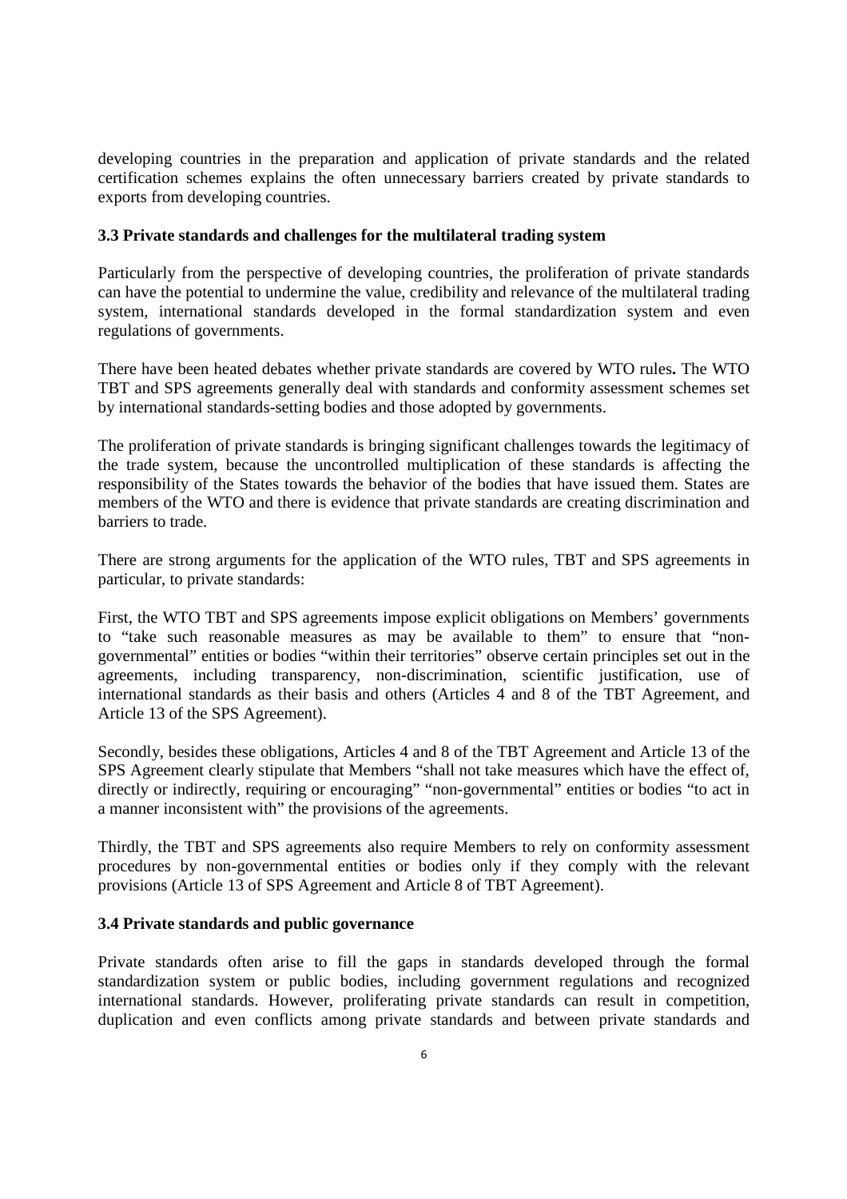developing countries in the preparation and application of private standards and the related certification schemes explains the often unnecessary barriers created by private standards to exports from developing countries.

### 3.3 Private standards and challenges for the multilateral trading system

Particularly from the perspective of developing countries, the proliferation of private standards can have the potential to undermine the value, credibility and relevance of the multilateral trading system, international standards developed in the formal standardization system and even regulations of governments.

There have been heated debates whether private standards are covered by WTO rules**.** The WTO TBT and SPS agreements generally deal with standards and conformity assessment schemes set by international standards-setting bodies and those adopted by governments.

The proliferation of private standards is bringing significant challenges towards the legitimacy of the trade system, because the uncontrolled multiplication of these standards is affecting the responsibility of the States towards the behavior of the bodies that have issued them. States are members of the WTO and there is evidence that private standards are creating discrimination and barriers to trade.

There are strong arguments for the application of the WTO rules, TBT and SPS agreements in particular, to private standards:

First, the WTO TBT and SPS agreements impose explicit obligations on Members' governments to "take such reasonable measures as may be available to them" to ensure that "non-governmental" entities or bodies "within their territories" observe certain principles set out in the agreements, including transparency, non-discrimination, scientific justification, use of international standards as their basis and others (Articles 4 and 8 of the TBT Agreement, and Article 13 of the SPS Agreement).

Secondly, besides these obligations, Articles 4 and 8 of the TBT Agreement and Article 13 of the SPS Agreement clearly stipulate that Members "shall not take measures which have the effect of, directly or indirectly, requiring or encouraging" "non-governmental" entities or bodies "to act in a manner inconsistent with" the provisions of the agreements.

Thirdly, the TBT and SPS agreements also require Members to rely on conformity assessment procedures by non-governmental entities or bodies only if they comply with the relevant provisions (Article 13 of SPS Agreement and Article 8 of TBT Agreement).

### 3.4 Private standards and public governance

Private standards often arise to fill the gaps in standards developed through the formal standardization system or public bodies, including government regulations and recognized international standards. However, proliferating private standards can result in competition, duplication and even conflicts among private standards and between private standards and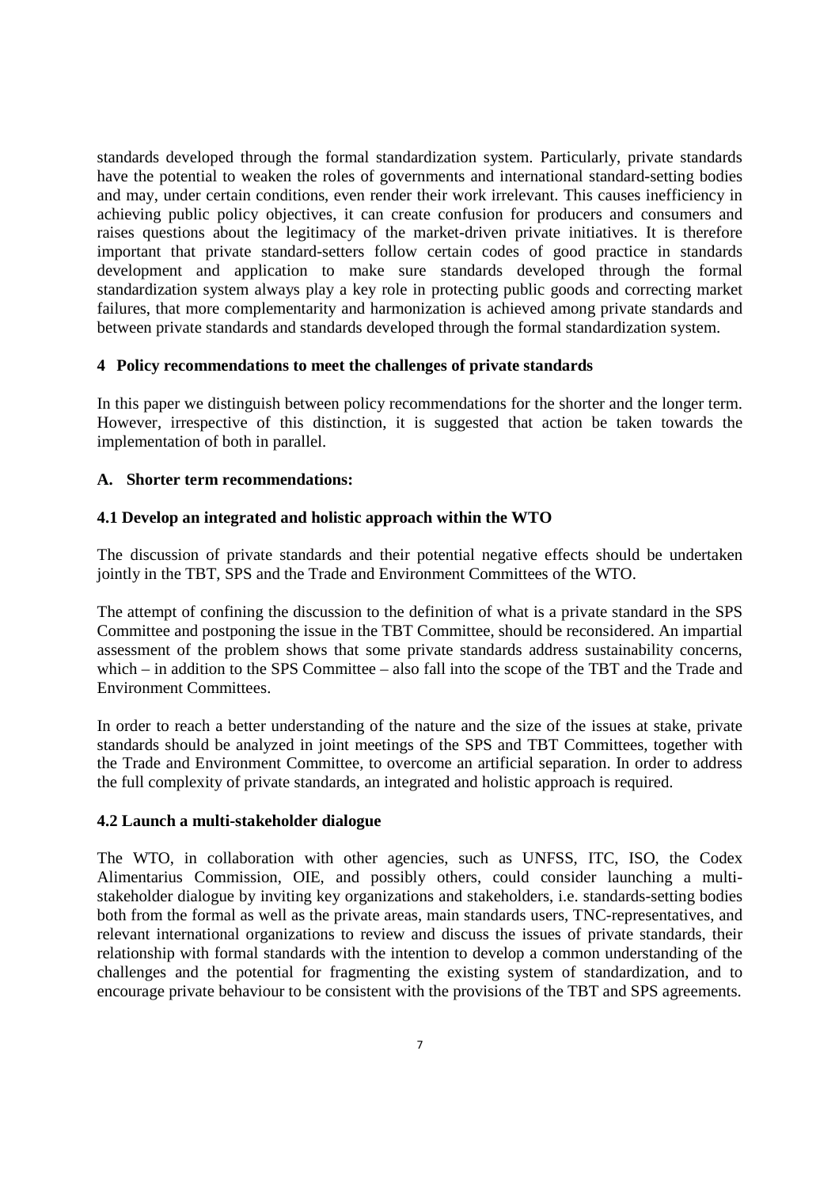standards developed through the formal standardization system. Particularly, private standards have the potential to weaken the roles of governments and international standard-setting bodies and may, under certain conditions, even render their work irrelevant. This causes inefficiency in achieving public policy objectives, it can create confusion for producers and consumers and raises questions about the legitimacy of the market-driven private initiatives. It is therefore important that private standard-setters follow certain codes of good practice in standards development and application to make sure standards developed through the formal standardization system always play a key role in protecting public goods and correcting market failures, that more complementarity and harmonization is achieved among private standards and between private standards and standards developed through the formal standardization system.

## 4 Policy recommendations to meet the challenges of private standards

In this paper we distinguish between policy recommendations for the shorter and the longer term. However, irrespective of this distinction, it is suggested that action be taken towards the implementation of both in parallel.

### A. Shorter term recommendations:

#### 4.1 Develop an integrated and holistic approach within the WTO

The discussion of private standards and their potential negative effects should be undertaken jointly in the TBT, SPS and the Trade and Environment Committees of the WTO.

The attempt of confining the discussion to the definition of what is a private standard in the SPS Committee and postponing the issue in the TBT Committee, should be reconsidered. An impartial assessment of the problem shows that some private standards address sustainability concerns, which – in addition to the SPS Committee – also fall into the scope of the TBT and the Trade and Environment Committees.

In order to reach a better understanding of the nature and the size of the issues at stake, private standards should be analyzed in joint meetings of the SPS and TBT Committees, together with the Trade and Environment Committee, to overcome an artificial separation. In order to address the full complexity of private standards, an integrated and holistic approach is required.

#### 4.2 Launch a multi-stakeholder dialogue

The WTO, in collaboration with other agencies, such as UNFSS, ITC, ISO, the Codex Alimentarius Commission, OIE, and possibly others, could consider launching a multi-stakeholder dialogue by inviting key organizations and stakeholders, i.e. standards-setting bodies both from the formal as well as the private areas, main standards users, TNC-representatives, and relevant international organizations to review and discuss the issues of private standards, their relationship with formal standards with the intention to develop a common understanding of the challenges and the potential for fragmenting the existing system of standardization, and to encourage private behaviour to be consistent with the provisions of the TBT and SPS agreements.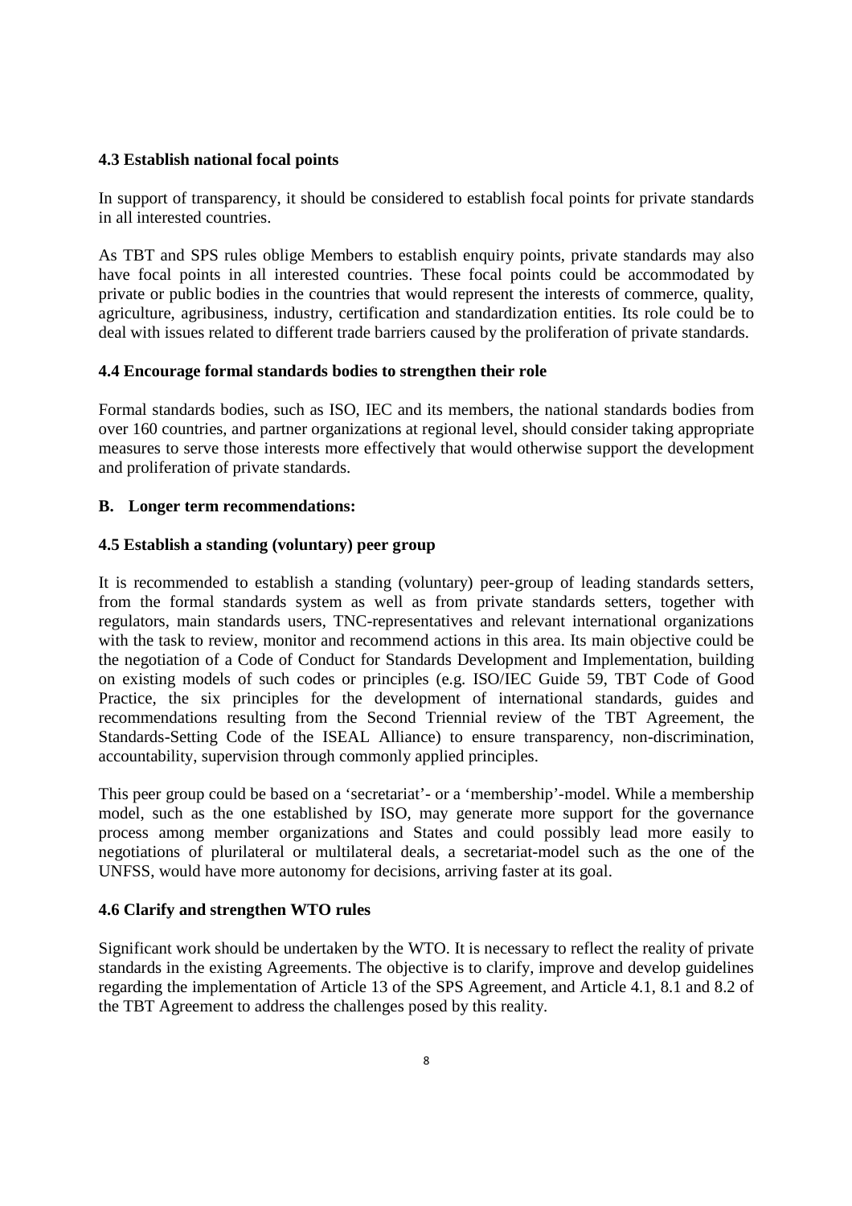### 4.3 Establish national focal points

In support of transparency, it should be considered to establish focal points for private standards in all interested countries.

As TBT and SPS rules oblige Members to establish enquiry points, private standards may also have focal points in all interested countries. These focal points could be accommodated by private or public bodies in the countries that would represent the interests of commerce, quality, agriculture, agribusiness, industry, certification and standardization entities. Its role could be to deal with issues related to different trade barriers caused by the proliferation of private standards.

### 4.4 Encourage formal standards bodies to strengthen their role

Formal standards bodies, such as ISO, IEC and its members, the national standards bodies from over 160 countries, and partner organizations at regional level, should consider taking appropriate measures to serve those interests more effectively that would otherwise support the development and proliferation of private standards.

## B. Longer term recommendations:

### 4.5 Establish a standing (voluntary) peer group

It is recommended to establish a standing (voluntary) peer-group of leading standards setters, from the formal standards system as well as from private standards setters, together with regulators, main standards users, TNC-representatives and relevant international organizations with the task to review, monitor and recommend actions in this area. Its main objective could be the negotiation of a Code of Conduct for Standards Development and Implementation, building on existing models of such codes or principles (e.g. ISO/IEC Guide 59, TBT Code of Good Practice, the six principles for the development of international standards, guides and recommendations resulting from the Second Triennial review of the TBT Agreement, the Standards-Setting Code of the ISEAL Alliance) to ensure transparency, non-discrimination, accountability, supervision through commonly applied principles.

This peer group could be based on a 'secretariat'- or a 'membership'-model. While a membership model, such as the one established by ISO, may generate more support for the governance process among member organizations and States and could possibly lead more easily to negotiations of plurilateral or multilateral deals, a secretariat-model such as the one of the UNFSS, would have more autonomy for decisions, arriving faster at its goal.

### 4.6 Clarify and strengthen WTO rules

Significant work should be undertaken by the WTO. It is necessary to reflect the reality of private standards in the existing Agreements. The objective is to clarify, improve and develop guidelines regarding the implementation of Article 13 of the SPS Agreement, and Article 4.1, 8.1 and 8.2 of the TBT Agreement to address the challenges posed by this reality.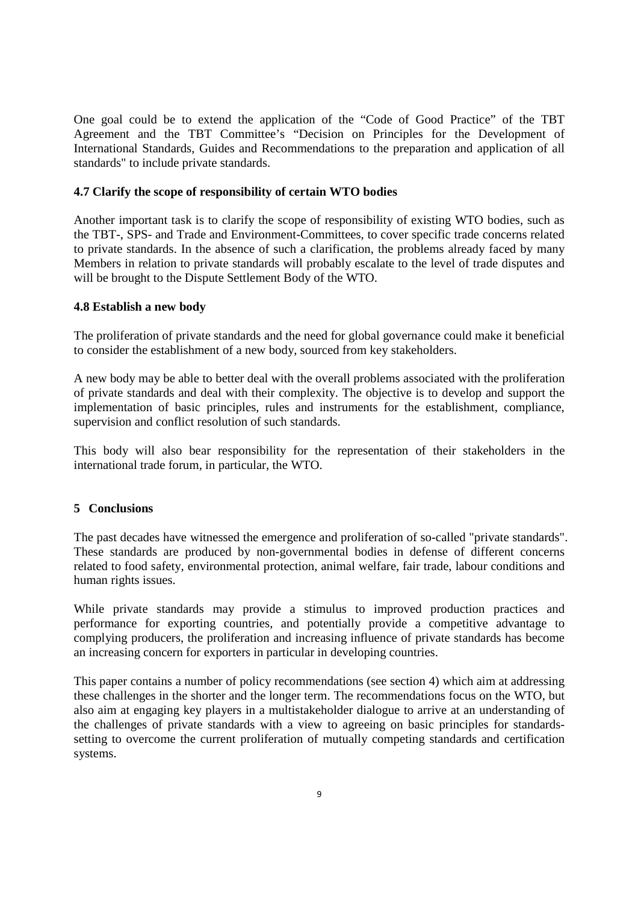One goal could be to extend the application of the "Code of Good Practice" of the TBT Agreement and the TBT Committee's "Decision on Principles for the Development of International Standards, Guides and Recommendations to the preparation and application of all standards" to include private standards.

### 4.7 Clarify the scope of responsibility of certain WTO bodies

Another important task is to clarify the scope of responsibility of existing WTO bodies, such as the TBT-, SPS- and Trade and Environment-Committees, to cover specific trade concerns related to private standards. In the absence of such a clarification, the problems already faced by many Members in relation to private standards will probably escalate to the level of trade disputes and will be brought to the Dispute Settlement Body of the WTO.

### 4.8 Establish a new body

The proliferation of private standards and the need for global governance could make it beneficial to consider the establishment of a new body, sourced from key stakeholders.

A new body may be able to better deal with the overall problems associated with the proliferation of private standards and deal with their complexity. The objective is to develop and support the implementation of basic principles, rules and instruments for the establishment, compliance, supervision and conflict resolution of such standards.

This body will also bear responsibility for the representation of their stakeholders in the international trade forum, in particular, the WTO.

## 5 Conclusions

The past decades have witnessed the emergence and proliferation of so-called "private standards". These standards are produced by non-governmental bodies in defense of different concerns related to food safety, environmental protection, animal welfare, fair trade, labour conditions and human rights issues.

While private standards may provide a stimulus to improved production practices and performance for exporting countries, and potentially provide a competitive advantage to complying producers, the proliferation and increasing influence of private standards has become an increasing concern for exporters in particular in developing countries.

This paper contains a number of policy recommendations (see section 4) which aim at addressing these challenges in the shorter and the longer term. The recommendations focus on the WTO, but also aim at engaging key players in a multistakeholder dialogue to arrive at an understanding of the challenges of private standards with a view to agreeing on basic principles for standards-setting to overcome the current proliferation of mutually competing standards and certification systems.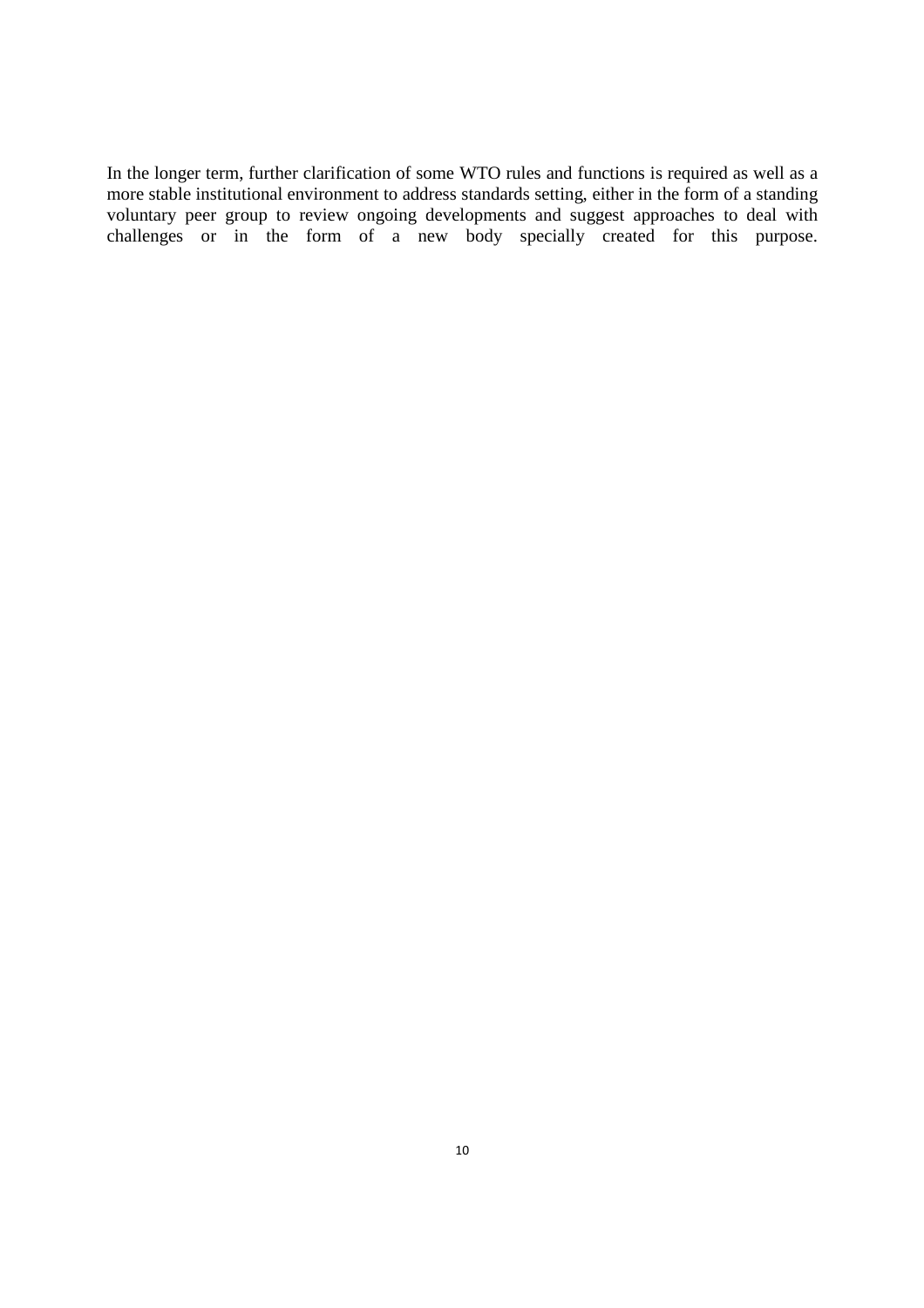In the longer term, further clarification of some WTO rules and functions is required as well as a more stable institutional environment to address standards setting, either in the form of a standing voluntary peer group to review ongoing developments and suggest approaches to deal with challenges or in the form of a new body specially created for this purpose.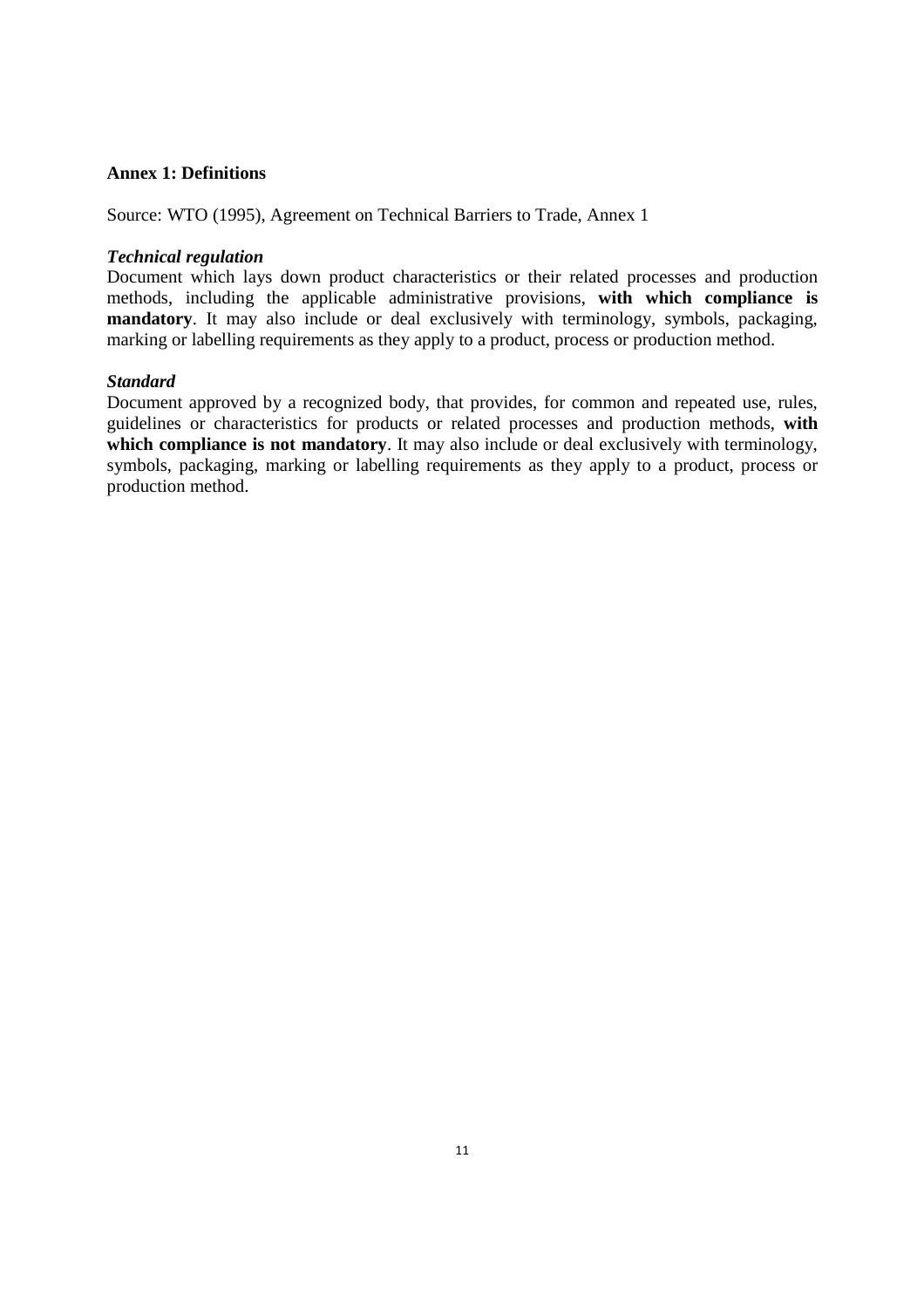**Annex 1: Definitions**

Source: WTO (1995), Agreement on Technical Barriers to Trade, Annex 1

***Technical regulation***

Document which lays down product characteristics or their related processes and production methods, including the applicable administrative provisions, **with which compliance is mandatory**. It may also include or deal exclusively with terminology, symbols, packaging, marking or labelling requirements as they apply to a product, process or production method.

***Standard***

Document approved by a recognized body, that provides, for common and repeated use, rules, guidelines or characteristics for products or related processes and production methods, **with which compliance is not mandatory**. It may also include or deal exclusively with terminology, symbols, packaging, marking or labelling requirements as they apply to a product, process or production method.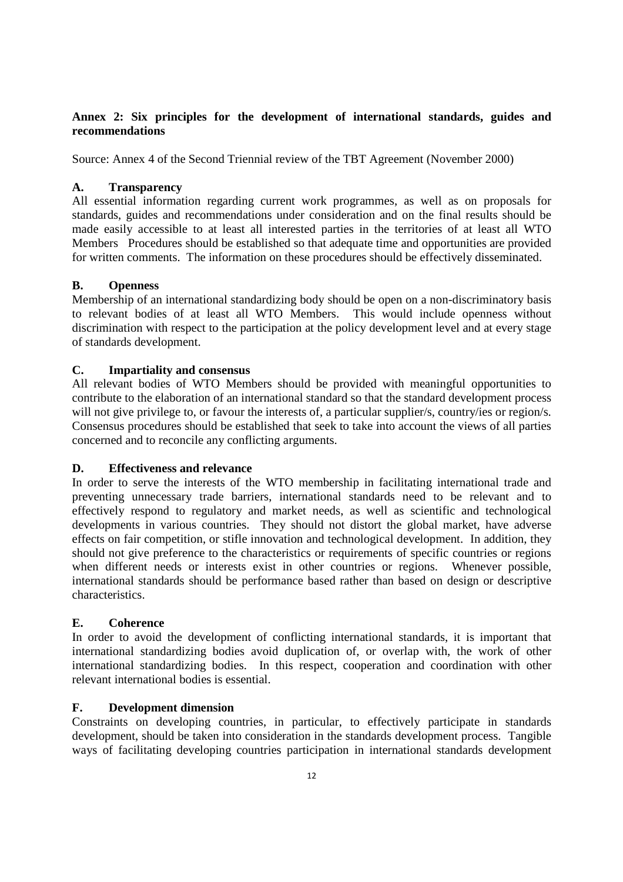**Annex 2: Six principles for the development of international standards, guides and recommendations**

Source: Annex 4 of the Second Triennial review of the TBT Agreement (November 2000)

**A. Transparency**

All essential information regarding current work programmes, as well as on proposals for standards, guides and recommendations under consideration and on the final results should be made easily accessible to at least all interested parties in the territories of at least all WTO Members Procedures should be established so that adequate time and opportunities are provided for written comments. The information on these procedures should be effectively disseminated.

**B. Openness**

Membership of an international standardizing body should be open on a non-discriminatory basis to relevant bodies of at least all WTO Members. This would include openness without discrimination with respect to the participation at the policy development level and at every stage of standards development.

**C. Impartiality and consensus**

All relevant bodies of WTO Members should be provided with meaningful opportunities to contribute to the elaboration of an international standard so that the standard development process will not give privilege to, or favour the interests of, a particular supplier/s, country/ies or region/s. Consensus procedures should be established that seek to take into account the views of all parties concerned and to reconcile any conflicting arguments.

**D. Effectiveness and relevance**

In order to serve the interests of the WTO membership in facilitating international trade and preventing unnecessary trade barriers, international standards need to be relevant and to effectively respond to regulatory and market needs, as well as scientific and technological developments in various countries. They should not distort the global market, have adverse effects on fair competition, or stifle innovation and technological development. In addition, they should not give preference to the characteristics or requirements of specific countries or regions when different needs or interests exist in other countries or regions. Whenever possible, international standards should be performance based rather than based on design or descriptive characteristics.

**E. Coherence**

In order to avoid the development of conflicting international standards, it is important that international standardizing bodies avoid duplication of, or overlap with, the work of other international standardizing bodies. In this respect, cooperation and coordination with other relevant international bodies is essential.

**F. Development dimension**

Constraints on developing countries, in particular, to effectively participate in standards development, should be taken into consideration in the standards development process. Tangible ways of facilitating developing countries participation in international standards development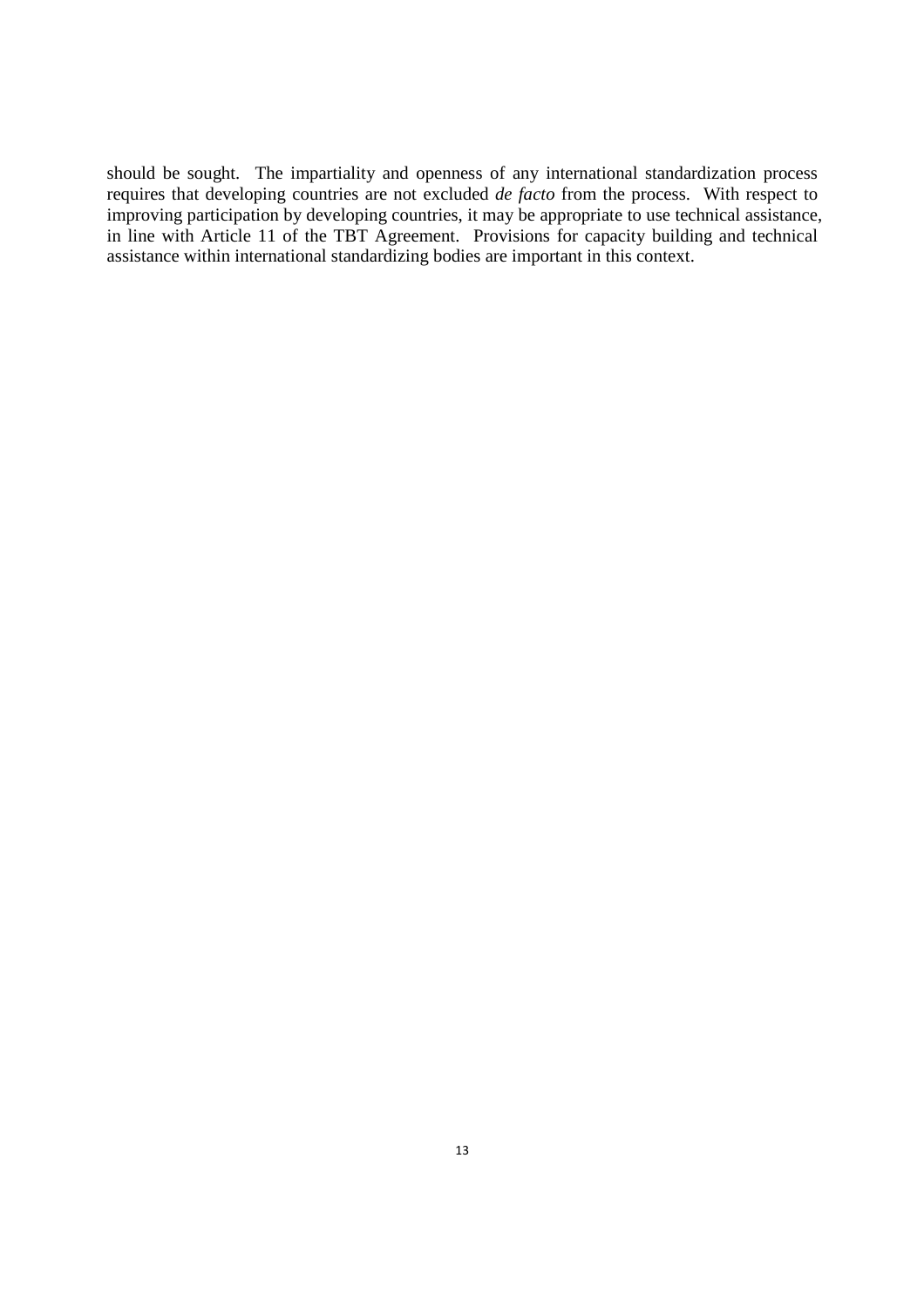should be sought. The impartiality and openness of any international standardization process requires that developing countries are not excluded *de facto* from the process. With respect to improving participation by developing countries, it may be appropriate to use technical assistance, in line with Article 11 of the TBT Agreement. Provisions for capacity building and technical assistance within international standardizing bodies are important in this context.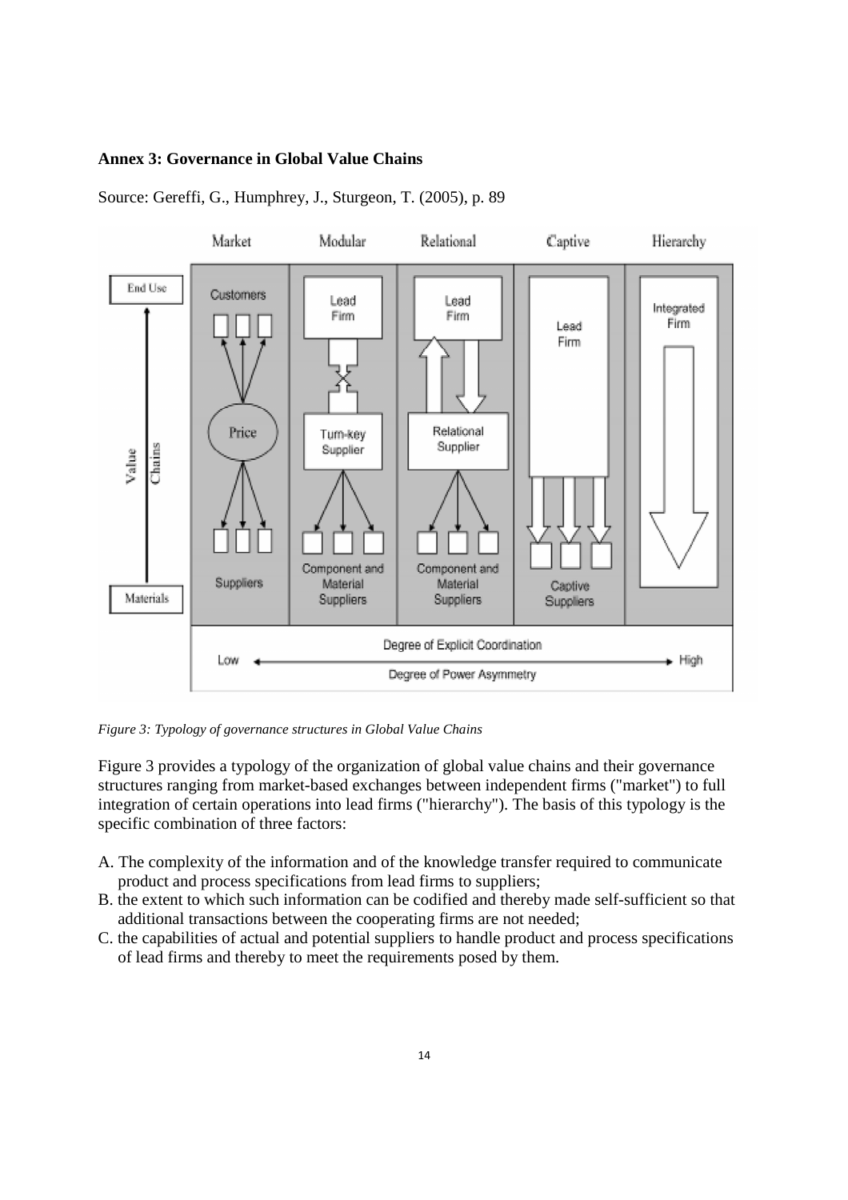**Annex 3: Governance in Global Value Chains**

Source: Gereffi, G., Humphrey, J., Sturgeon, T. (2005), p. 89

*Figure 3: Typology of governance structures in Global Value Chains*

Figure 3 provides a typology of the organization of global value chains and their governance structures ranging from market-based exchanges between independent firms ("market") to full integration of certain operations into lead firms ("hierarchy"). The basis of this typology is the specific combination of three factors:

A. The complexity of the information and of the knowledge transfer required to communicate product and process specifications from lead firms to suppliers;
B. the extent to which such information can be codified and thereby made self-sufficient so that additional transactions between the cooperating firms are not needed;
C. the capabilities of actual and potential suppliers to handle product and process specifications of lead firms and thereby to meet the requirements posed by them.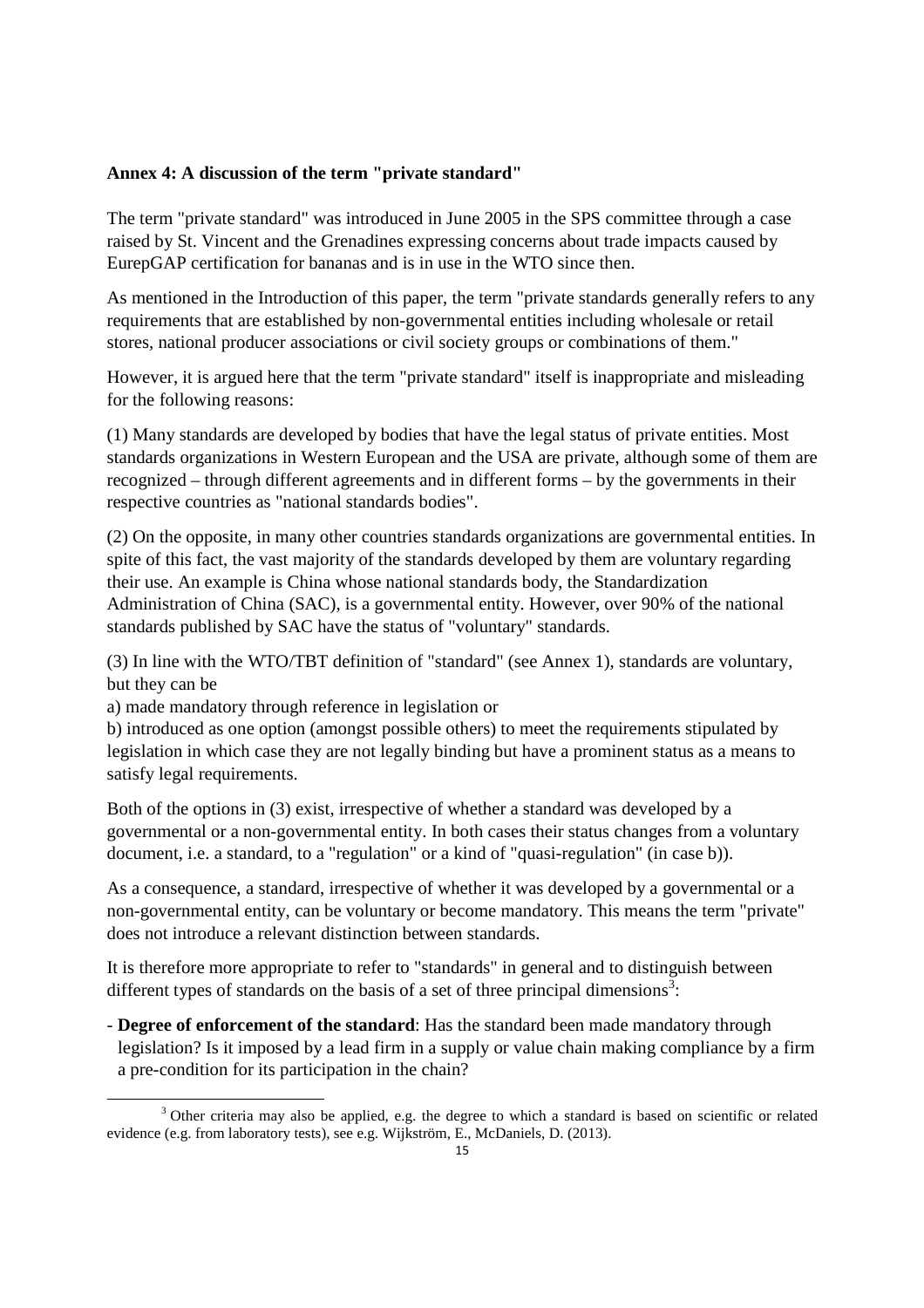## Annex 4: A discussion of the term "private standard"

The term "private standard" was introduced in June 2005 in the SPS committee through a case raised by St. Vincent and the Grenadines expressing concerns about trade impacts caused by EurepGAP certification for bananas and is in use in the WTO since then.

As mentioned in the Introduction of this paper, the term "private standards generally refers to any requirements that are established by non-governmental entities including wholesale or retail stores, national producer associations or civil society groups or combinations of them."

However, it is argued here that the term "private standard" itself is inappropriate and misleading for the following reasons:

(1) Many standards are developed by bodies that have the legal status of private entities. Most standards organizations in Western European and the USA are private, although some of them are recognized – through different agreements and in different forms – by the governments in their respective countries as "national standards bodies".

(2) On the opposite, in many other countries standards organizations are governmental entities. In spite of this fact, the vast majority of the standards developed by them are voluntary regarding their use. An example is China whose national standards body, the Standardization Administration of China (SAC), is a governmental entity. However, over 90% of the national standards published by SAC have the status of "voluntary" standards.

(3) In line with the WTO/TBT definition of "standard" (see Annex 1), standards are voluntary, but they can be

a) made mandatory through reference in legislation or

b) introduced as one option (amongst possible others) to meet the requirements stipulated by legislation in which case they are not legally binding but have a prominent status as a means to satisfy legal requirements.

Both of the options in (3) exist, irrespective of whether a standard was developed by a governmental or a non-governmental entity. In both cases their status changes from a voluntary document, i.e. a standard, to a "regulation" or a kind of "quasi-regulation" (in case b)).

As a consequence, a standard, irrespective of whether it was developed by a governmental or a non-governmental entity, can be voluntary or become mandatory. This means the term "private" does not introduce a relevant distinction between standards.

It is therefore more appropriate to refer to "standards" in general and to distinguish between different types of standards on the basis of a set of three principal dimensions[3]:

- **Degree of enforcement of the standard**: Has the standard been made mandatory through legislation? Is it imposed by a lead firm in a supply or value chain making compliance by a firm a pre-condition for its participation in the chain?

[3] Other criteria may also be applied, e.g. the degree to which a standard is based on scientific or related evidence (e.g. from laboratory tests), see e.g. Wijkström, E., McDaniels, D. (2013).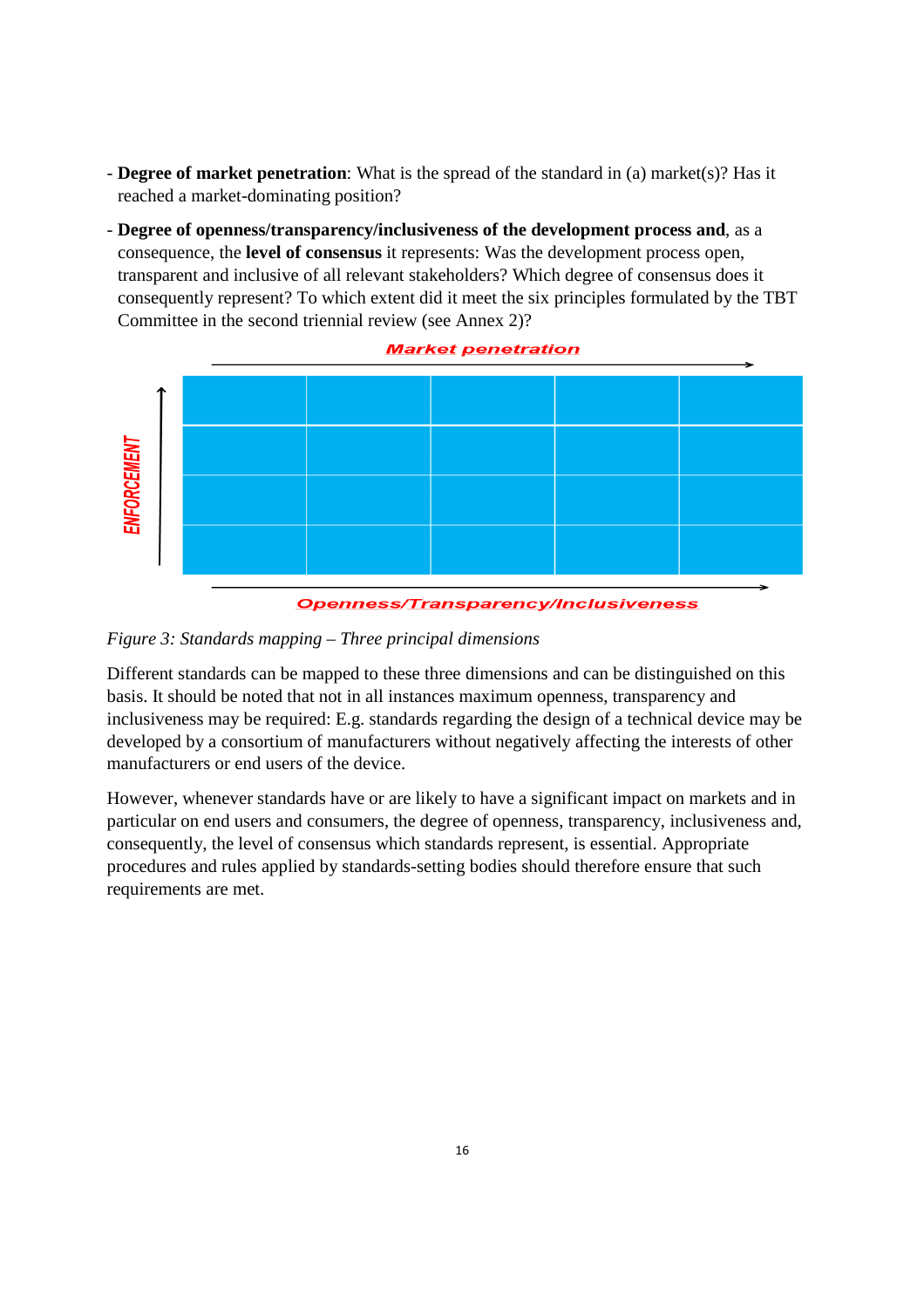- **Degree of market penetration**: What is the spread of the standard in (a) market(s)? Has it reached a market-dominating position?
- **Degree of openness/transparency/inclusiveness of the development process and**, as a consequence, the **level of consensus** it represents: Was the development process open, transparent and inclusive of all relevant stakeholders? Which degree of consensus does it consequently represent? To which extent did it meet the six principles formulated by the TBT Committee in the second triennial review (see Annex 2)?

Market penetration

ENFORCEMENT

Openness/Transparency/Inclusiveness

*Figure 3: Standards mapping – Three principal dimensions*

Different standards can be mapped to these three dimensions and can be distinguished on this basis. It should be noted that not in all instances maximum openness, transparency and inclusiveness may be required: E.g. standards regarding the design of a technical device may be developed by a consortium of manufacturers without negatively affecting the interests of other manufacturers or end users of the device.

However, whenever standards have or are likely to have a significant impact on markets and in particular on end users and consumers, the degree of openness, transparency, inclusiveness and, consequently, the level of consensus which standards represent, is essential. Appropriate procedures and rules applied by standards-setting bodies should therefore ensure that such requirements are met.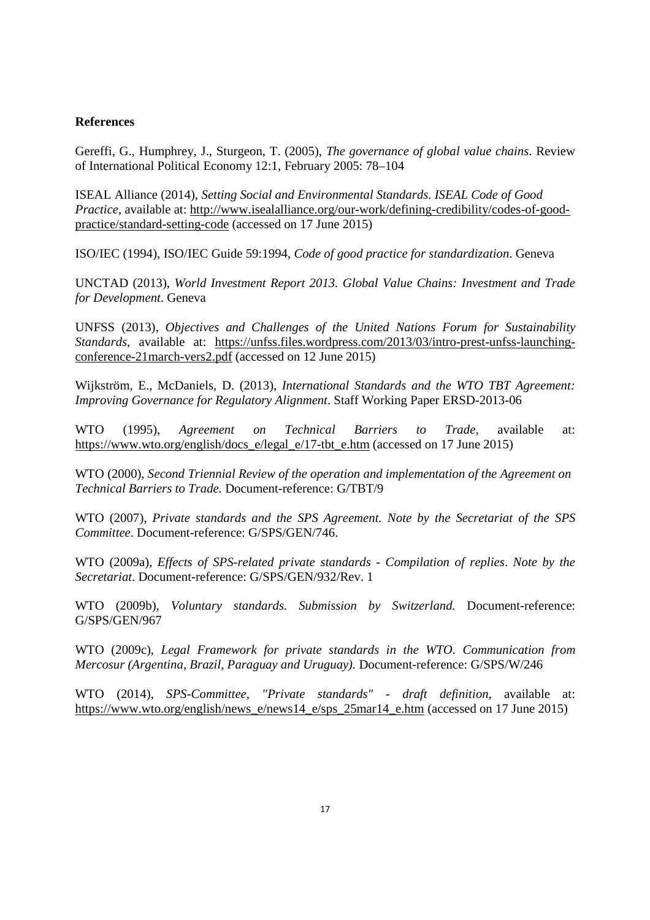**References**

Gereffi, G., Humphrey, J., Sturgeon, T. (2005), *The governance of global value chains*. Review of International Political Economy 12:1, February 2005: 78–104

ISEAL Alliance (2014), *Setting Social and Environmental Standards. ISEAL Code of Good Practice*, available at: http://www.isealalliance.org/our-work/defining-credibility/codes-of-good-practice/standard-setting-code (accessed on 17 June 2015)

ISO/IEC (1994), ISO/IEC Guide 59:1994, *Code of good practice for standardization*. Geneva

UNCTAD (2013), *World Investment Report 2013. Global Value Chains: Investment and Trade for Development*. Geneva

UNFSS (2013), *Objectives and Challenges of the United Nations Forum for Sustainability Standards*, available at: https://unfss.files.wordpress.com/2013/03/intro-prest-unfss-launching-conference-21march-vers2.pdf (accessed on 12 June 2015)

Wijkström, E., McDaniels, D. (2013), *International Standards and the WTO TBT Agreement: Improving Governance for Regulatory Alignment*. Staff Working Paper ERSD-2013-06

WTO (1995), *Agreement on Technical Barriers to Trade*, available at: https://www.wto.org/english/docs_e/legal_e/17-tbt_e.htm (accessed on 17 June 2015)

WTO (2000), *Second Triennial Review of the operation and implementation of the Agreement on Technical Barriers to Trade.* Document-reference: G/TBT/9

WTO (2007), *Private standards and the SPS Agreement. Note by the Secretariat of the SPS Committee*. Document-reference: G/SPS/GEN/746.

WTO (2009a), *Effects of SPS-related private standards - Compilation of replies*. *Note by the Secretariat*. Document-reference: G/SPS/GEN/932/Rev. 1

WTO (2009b), *Voluntary standards. Submission by Switzerland.* Document-reference: G/SPS/GEN/967

WTO (2009c), *Legal Framework for private standards in the WTO. Communication from Mercosur (Argentina, Brazil, Paraguay and Uruguay).* Document-reference: G/SPS/W/246

WTO (2014), *SPS-Committee, "Private standards" - draft definition*, available at: https://www.wto.org/english/news_e/news14_e/sps_25mar14_e.htm (accessed on 17 June 2015)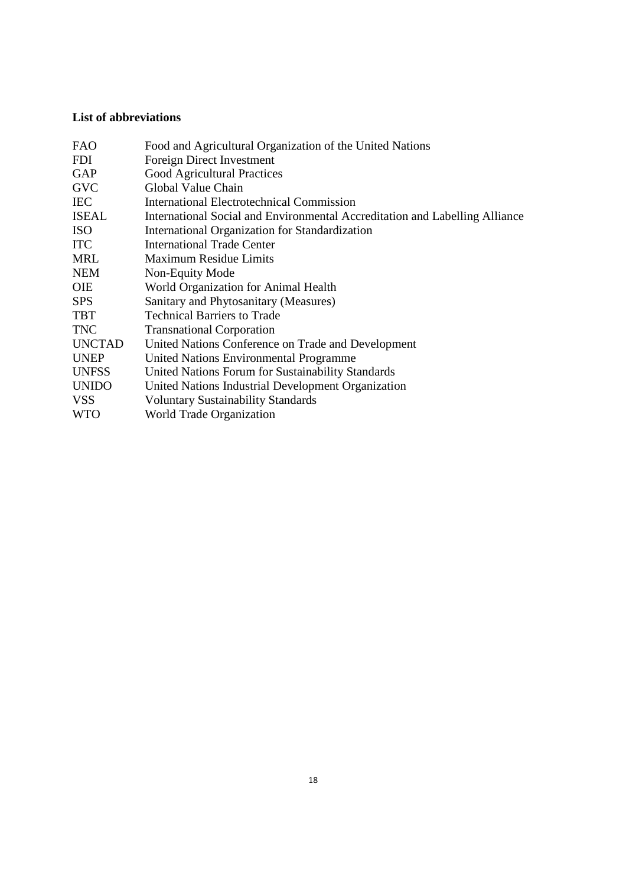**List of abbreviations**

| | |
|---|---|
| FAO | Food and Agricultural Organization of the United Nations |
| FDI | Foreign Direct Investment |
| GAP | Good Agricultural Practices |
| GVC | Global Value Chain |
| IEC | International Electrotechnical Commission |
| ISEAL | International Social and Environmental Accreditation and Labelling Alliance |
| ISO | International Organization for Standardization |
| ITC | International Trade Center |
| MRL | Maximum Residue Limits |
| NEM | Non-Equity Mode |
| OIE | World Organization for Animal Health |
| SPS | Sanitary and Phytosanitary (Measures) |
| TBT | Technical Barriers to Trade |
| TNC | Transnational Corporation |
| UNCTAD | United Nations Conference on Trade and Development |
| UNEP | United Nations Environmental Programme |
| UNFSS | United Nations Forum for Sustainability Standards |
| UNIDO | United Nations Industrial Development Organization |
| VSS | Voluntary Sustainability Standards |
| WTO | World Trade Organization |